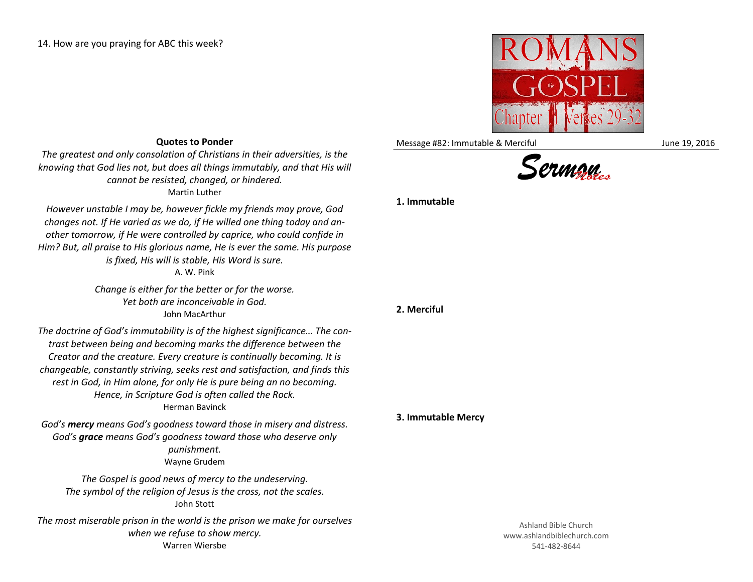14. How are you praying for ABC this week?

## Quotes to Ponder

*The greatest and only consolation of Christians in their adversities, is the knowing that God lies not, but does all things immutably, and that His will cannot be resisted, changed, or hindered.*
Martin Luther

*However unstable I may be, however fickle my friends may prove, God changes not. If He varied as we do, if He willed one thing today and another tomorrow, if He were controlled by caprice, who could confide in Him? But, all praise to His glorious name, He is ever the same. His purpose is fixed, His will is stable, His Word is sure.*
A. W. Pink

*Change is either for the better or for the worse.*
*Yet both are inconceivable in God.*
John MacArthur

*The doctrine of God's immutability is of the highest significance… The contrast between being and becoming marks the difference between the Creator and the creature. Every creature is continually becoming. It is changeable, constantly striving, seeks rest and satisfaction, and finds this rest in God, in Him alone, for only He is pure being an no becoming. Hence, in Scripture God is often called the Rock.*
Herman Bavinck

*God's **mercy** means God's goodness toward those in misery and distress. God's **grace** means God's goodness toward those who deserve only punishment.*
Wayne Grudem

*The Gospel is good news of mercy to the undeserving.*
*The symbol of the religion of Jesus is the cross, not the scales.*
John Stott

*The most miserable prison in the world is the prison we make for ourselves when we refuse to show mercy.*
Warren Wiersbe

ROMANS the GOSPEL Chapter 11 Verses 29-32

Message #82: Immutable & Merciful June 19, 2016

# Sermon Notes

**1. Immutable**

**2. Merciful**

**3. Immutable Mercy**

Ashland Bible Church
www.ashlandbiblechurch.com
541-482-8644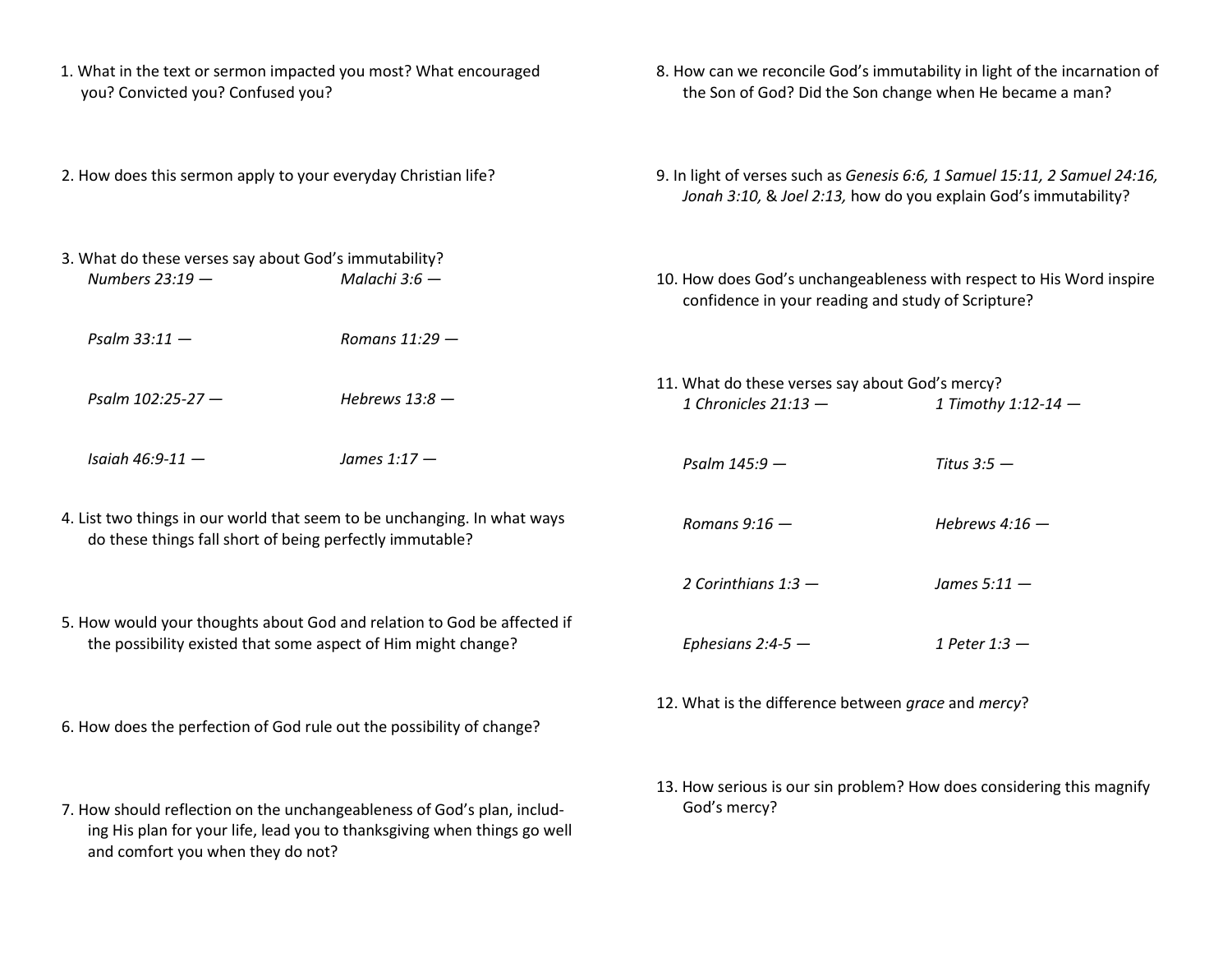1. What in the text or sermon impacted you most? What encouraged you? Convicted you? Confused you?

2. How does this sermon apply to your everyday Christian life?

3. What do these verses say about God's immutability?

   *Numbers 23:19 —*

   *Psalm 33:11 —*

   *Psalm 102:25-27 —*

   *Isaiah 46:9-11 —*

   *Malachi 3:6 —*

   *Romans 11:29 —*

   *Hebrews 13:8 —*

   *James 1:17 —*

4. List two things in our world that seem to be unchanging. In what ways do these things fall short of being perfectly immutable?

5. How would your thoughts about God and relation to God be affected if the possibility existed that some aspect of Him might change?

6. How does the perfection of God rule out the possibility of change?

7. How should reflection on the unchangeableness of God's plan, including His plan for your life, lead you to thanksgiving when things go well and comfort you when they do not?

8. How can we reconcile God's immutability in light of the incarnation of the Son of God? Did the Son change when He became a man?

9. In light of verses such as *Genesis 6:6, 1 Samuel 15:11, 2 Samuel 24:16, Jonah 3:10,* & *Joel 2:13,* how do you explain God's immutability?

10. How does God's unchangeableness with respect to His Word inspire confidence in your reading and study of Scripture?

11. What do these verses say about God's mercy?

    *1 Chronicles 21:13 —*

    *Psalm 145:9 —*

    *Romans 9:16 —*

    *2 Corinthians 1:3 —*

    *Ephesians 2:4-5 —*

    *1 Timothy 1:12-14 —*

    *Titus 3:5 —*

    *Hebrews 4:16 —*

    *James 5:11 —*

    *1 Peter 1:3 —*

12. What is the difference between *grace* and *mercy*?

13. How serious is our sin problem? How does considering this magnify God's mercy?